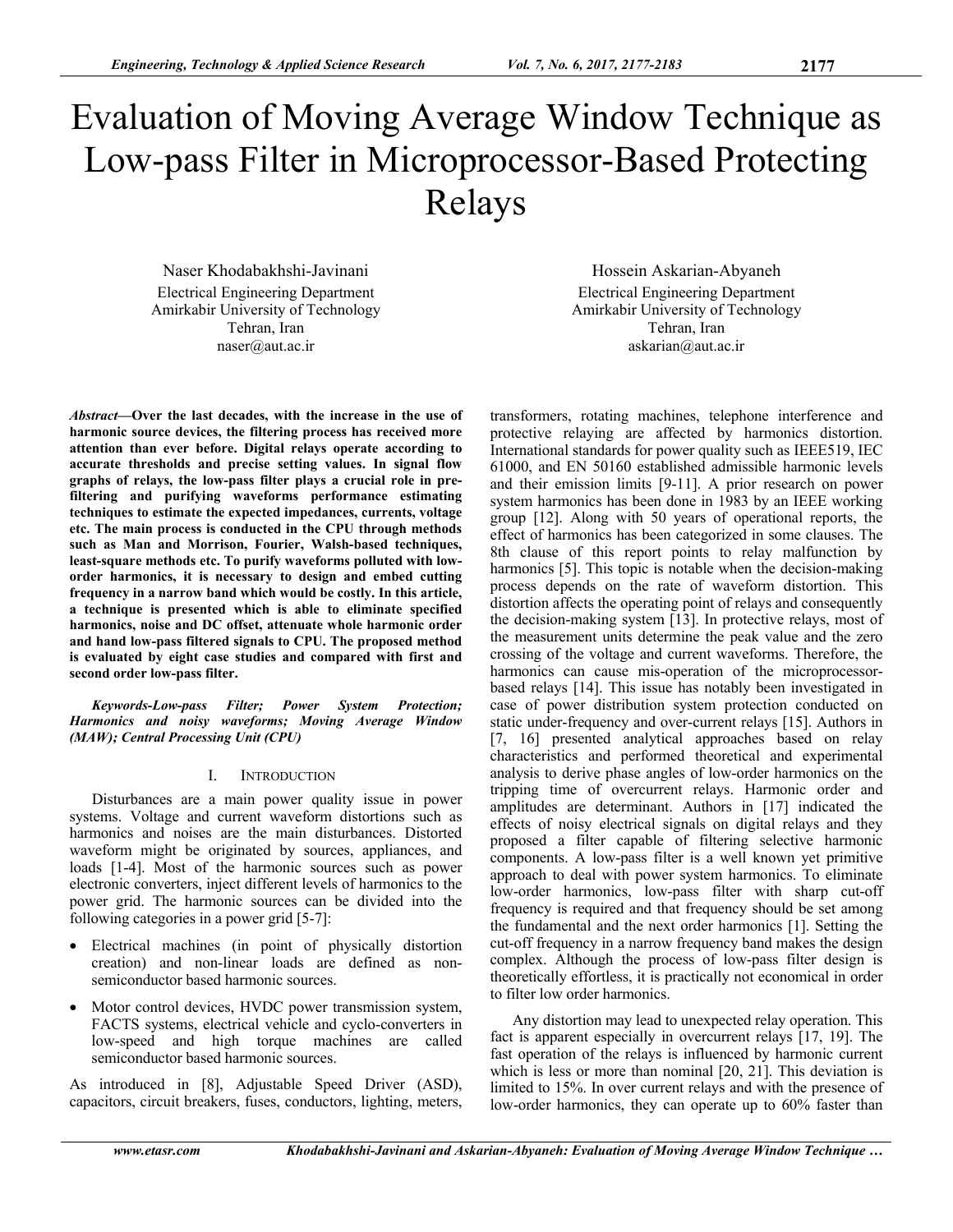# Evaluation of Moving Average Window Technique as Low-pass Filter in Microprocessor-Based Protecting Relays

Naser Khodabakhshi-Javinani
Electrical Engineering Department
Amirkabir University of Technology
Tehran, Iran
naser@aut.ac.ir

Hossein Askarian-Abyaneh
Electrical Engineering Department
Amirkabir University of Technology
Tehran, Iran
askarian@aut.ac.ir

***Abstract*—Over the last decades, with the increase in the use of harmonic source devices, the filtering process has received more attention than ever before. Digital relays operate according to accurate thresholds and precise setting values. In signal flow graphs of relays, the low-pass filter plays a crucial role in pre-filtering and purifying waveforms performance estimating techniques to estimate the expected impedances, currents, voltage etc. The main process is conducted in the CPU through methods such as Man and Morrison, Fourier, Walsh-based techniques, least-square methods etc. To purify waveforms polluted with low-order harmonics, it is necessary to design and embed cutting frequency in a narrow band which would be costly. In this article, a technique is presented which is able to eliminate specified harmonics, noise and DC offset, attenuate whole harmonic order and hand low-pass filtered signals to CPU. The proposed method is evaluated by eight case studies and compared with first and second order low-pass filter.**

***Keywords-Low-pass Filter; Power System Protection; Harmonics and noisy waveforms; Moving Average Window (MAW); Central Processing Unit (CPU)***

## I. INTRODUCTION

Disturbances are a main power quality issue in power systems. Voltage and current waveform distortions such as harmonics and noises are the main disturbances. Distorted waveform might be originated by sources, appliances, and loads [1-4]. Most of the harmonic sources such as power electronic converters, inject different levels of harmonics to the power grid. The harmonic sources can be divided into the following categories in a power grid [5-7]:

- Electrical machines (in point of physically distortion creation) and non-linear loads are defined as non-semiconductor based harmonic sources.
- Motor control devices, HVDC power transmission system, FACTS systems, electrical vehicle and cyclo-converters in low-speed and high torque machines are called semiconductor based harmonic sources.

As introduced in [8], Adjustable Speed Driver (ASD), capacitors, circuit breakers, fuses, conductors, lighting, meters, transformers, rotating machines, telephone interference and protective relaying are affected by harmonics distortion. International standards for power quality such as IEEE519, IEC 61000, and EN 50160 established admissible harmonic levels and their emission limits [9-11]. A prior research on power system harmonics has been done in 1983 by an IEEE working group [12]. Along with 50 years of operational reports, the effect of harmonics has been categorized in some clauses. The 8th clause of this report points to relay malfunction by harmonics [5]. This topic is notable when the decision-making process depends on the rate of waveform distortion. This distortion affects the operating point of relays and consequently the decision-making system [13]. In protective relays, most of the measurement units determine the peak value and the zero crossing of the voltage and current waveforms. Therefore, the harmonics can cause mis-operation of the microprocessor-based relays [14]. This issue has notably been investigated in case of power distribution system protection conducted on static under-frequency and over-current relays [15]. Authors in [7, 16] presented analytical approaches based on relay characteristics and performed theoretical and experimental analysis to derive phase angles of low-order harmonics on the tripping time of overcurrent relays. Harmonic order and amplitudes are determinant. Authors in [17] indicated the effects of noisy electrical signals on digital relays and they proposed a filter capable of filtering selective harmonic components. A low-pass filter is a well known yet primitive approach to deal with power system harmonics. To eliminate low-order harmonics, low-pass filter with sharp cut-off frequency is required and that frequency should be set among the fundamental and the next order harmonics [1]. Setting the cut-off frequency in a narrow frequency band makes the design complex. Although the process of low-pass filter design is theoretically effortless, it is practically not economical in order to filter low order harmonics.

Any distortion may lead to unexpected relay operation. This fact is apparent especially in overcurrent relays [17, 19]. The fast operation of the relays is influenced by harmonic current which is less or more than nominal [20, 21]. This deviation is limited to 15%. In over current relays and with the presence of low-order harmonics, they can operate up to 60% faster than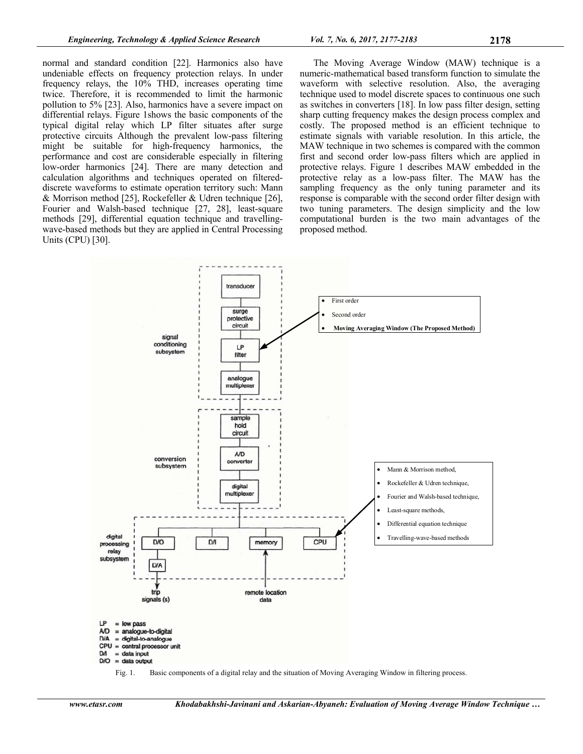normal and standard condition [22]. Harmonics also have undeniable effects on frequency protection relays. In under frequency relays, the 10% THD, increases operating time twice. Therefore, it is recommended to limit the harmonic pollution to 5% [23]. Also, harmonics have a severe impact on differential relays. Figure 1shows the basic components of the typical digital relay which LP filter situates after surge protective circuits Although the prevalent low-pass filtering might be suitable for high-frequency harmonics, the performance and cost are considerable especially in filtering low-order harmonics [24]. There are many detection and calculation algorithms and techniques operated on filtered-discrete waveforms to estimate operation territory such: Mann & Morrison method [25], Rockefeller & Udren technique [26], Fourier and Walsh-based technique [27, 28], least-square methods [29], differential equation technique and travelling-wave-based methods but they are applied in Central Processing Units (CPU) [30].

The Moving Average Window (MAW) technique is a numeric-mathematical based transform function to simulate the waveform with selective resolution. Also, the averaging technique used to model discrete spaces to continuous one such as switches in converters [18]. In low pass filter design, setting sharp cutting frequency makes the design process complex and costly. The proposed method is an efficient technique to estimate signals with variable resolution. In this article, the MAW technique in two schemes is compared with the common first and second order low-pass filters which are applied in protective relays. Figure 1 describes MAW embedded in the protective relay as a low-pass filter. The MAW has the sampling frequency as the only tuning parameter and its response is comparable with the second order filter design with two tuning parameters. The design simplicity and the low computational burden is the two main advantages of the proposed method.

- First order
- Second order
- **Moving Averaging Window (The Proposed Method)**

- Mann & Morrison method,
- Rockefeller & Udren technique,
- Fourier and Walsh-based technique,
- Least-square methods,
- Differential equation technique
- Travelling-wave-based methods

signal conditioning subsystem: transducer, surge protective circuit, LP filter, analogue multiplexer

conversion subsystem: sample hold circuit, A/D converter, digital multiplexer

digital processing relay subsystem: D/O, D/I, memory, CPU, D/A, trip signals (s), remote location data

LP = low pass
A/D = analogue-to-digital
D/A = digital-to-analogue
CPU = central processor unit
D/I = data input
D/O = data output

Fig. 1. Basic components of a digital relay and the situation of Moving Averaging Window in filtering process.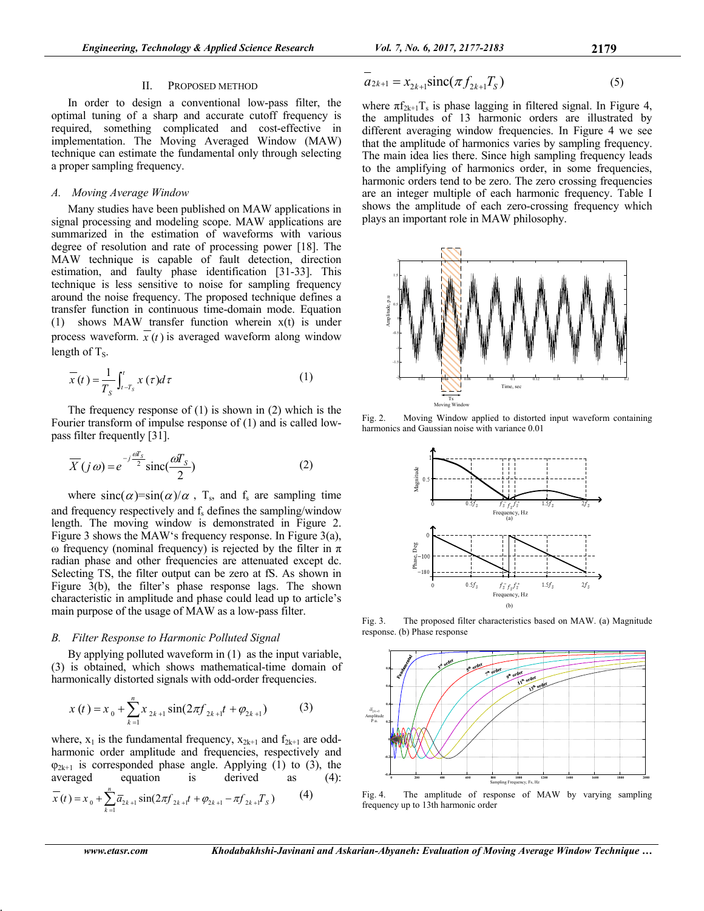## II. PROPOSED METHOD

In order to design a conventional low-pass filter, the optimal tuning of a sharp and accurate cutoff frequency is required, something complicated and cost-effective in implementation. The Moving Averaged Window (MAW) technique can estimate the fundamental only through selecting a proper sampling frequency.

### A. Moving Average Window

Many studies have been published on MAW applications in signal processing and modeling scope. MAW applications are summarized in the estimation of waveforms with various degree of resolution and rate of processing power [18]. The MAW technique is capable of fault detection, direction estimation, and faulty phase identification [31-33]. This technique is less sensitive to noise for sampling frequency around the noise frequency. The proposed technique defines a transfer function in continuous time-domain mode. Equation (1) shows MAW transfer function wherein x(t) is under process waveform. $\overline{x}(t)$ is averaged waveform along window length of $T_S$.

$$\overline{x}(t) = \frac{1}{T_S}\int_{t-T_S}^{t} x(\tau)d\tau \tag{1}$$

The frequency response of (1) is shown in (2) which is the Fourier transform of impulse response of (1) and is called low-pass filter frequently [31].

$$\overline{X}(j\omega) = e^{-j\frac{\omega T_S}{2}}\text{sinc}(\frac{\omega T_S}{2}) \tag{2}$$

where $\text{sinc}(\alpha)=\sin(\alpha)/\alpha$ , $T_s$, and $f_s$ are sampling time and frequency respectively and $f_s$ defines the sampling/window length. The moving window is demonstrated in Figure 2. Figure 3 shows the MAW's frequency response. In Figure 3(a), ω frequency (nominal frequency) is rejected by the filter in π radian phase and other frequencies are attenuated except dc. Selecting TS, the filter output can be zero at fS. As shown in Figure 3(b), the filter's phase response lags. The shown characteristic in amplitude and phase could lead up to article's main purpose of the usage of MAW as a low-pass filter.

### B. Filter Response to Harmonic Polluted Signal

By applying polluted waveform in (1) as the input variable, (3) is obtained, which shows mathematical-time domain of harmonically distorted signals with odd-order frequencies.

$$x(t) = x_0 + \sum_{k=1}^{n} x_{2k+1}\sin(2\pi f_{2k+1}t + \varphi_{2k+1}) \tag{3}$$

where, $x_1$ is the fundamental frequency, $x_{2k+1}$ and $f_{2k+1}$ are odd-harmonic order amplitude and frequencies, respectively and $\varphi_{2k+1}$ is corresponded phase angle. Applying (1) to (3), the averaged equation is derived as (4):

$$\overline{x}(t) = x_0 + \sum_{k=1}^{n}\overline{a}_{2k+1}\sin(2\pi f_{2k+1}t + \varphi_{2k+1} - \pi f_{2k+1}T_S) \tag{4}$$

$$\overline{a}_{2k+1} = x_{2k+1}\text{sinc}(\pi f_{2k+1}T_S) \tag{5}$$

where $\pi f_{2k+1}T_s$ is phase lagging in filtered signal. In Figure 4, the amplitudes of 13 harmonic orders are illustrated by different averaging window frequencies. In Figure 4 we see that the amplitude of harmonics varies by sampling frequency. The main idea lies there. Since high sampling frequency leads to the amplifying of harmonics order, in some frequencies, harmonic orders tend to be zero. The zero crossing frequencies are an integer multiple of each harmonic frequency. Table I shows the amplitude of each zero-crossing frequency which plays an important role in MAW philosophy.

Fig. 2. Moving Window applied to distorted input waveform containing harmonics and Gaussian noise with variance 0.01

Fig. 3. The proposed filter characteristics based on MAW. (a) Magnitude response. (b) Phase response

Fig. 4. The amplitude of response of MAW by varying sampling frequency up to 13th harmonic order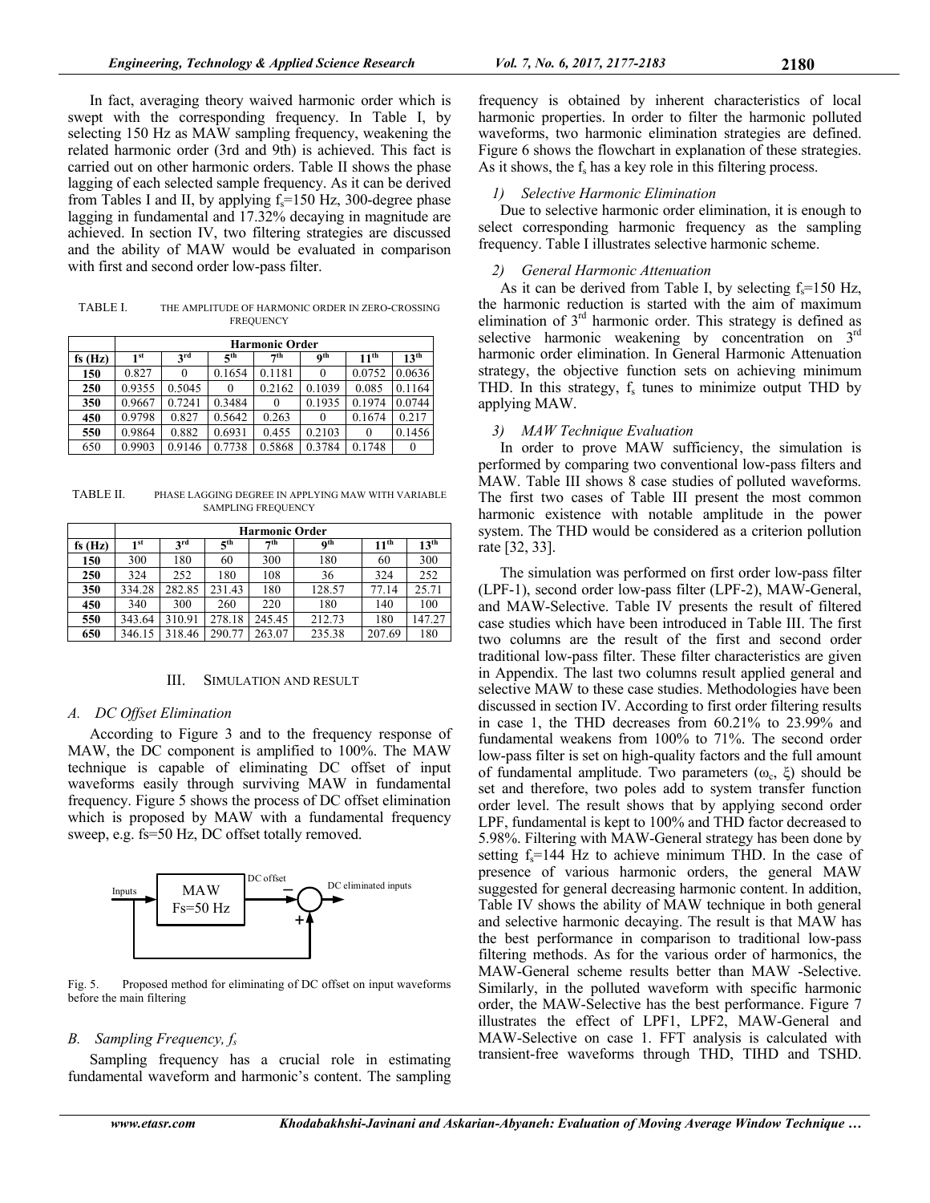In fact, averaging theory waived harmonic order which is swept with the corresponding frequency. In Table I, by selecting 150 Hz as MAW sampling frequency, weakening the related harmonic order (3rd and 9th) is achieved. This fact is carried out on other harmonic orders. Table II shows the phase lagging of each selected sample frequency. As it can be derived from Tables I and II, by applying $f_s$=150 Hz, 300-degree phase lagging in fundamental and 17.32% decaying in magnitude are achieved. In section IV, two filtering strategies are discussed and the ability of MAW would be evaluated in comparison with first and second order low-pass filter.

TABLE I. THE AMPLITUDE OF HARMONIC ORDER IN ZERO-CROSSING FREQUENCY

| | Harmonic Order | | | | | | |
|---|---|---|---|---|---|---|---|
| **fs (Hz)** | **1st** | **3rd** | **5th** | **7th** | **9th** | **11th** | **13th** |
| **150** | 0.827 | 0 | 0.1654 | 0.1181 | 0 | 0.0752 | 0.0636 |
| **250** | 0.9355 | 0.5045 | 0 | 0.2162 | 0.1039 | 0.085 | 0.1164 |
| **350** | 0.9667 | 0.7241 | 0.3484 | 0 | 0.1935 | 0.1974 | 0.0744 |
| **450** | 0.9798 | 0.827 | 0.5642 | 0.263 | 0 | 0.1674 | 0.217 |
| **550** | 0.9864 | 0.882 | 0.6931 | 0.455 | 0.2103 | 0 | 0.1456 |
| 650 | 0.9903 | 0.9146 | 0.7738 | 0.5868 | 0.3784 | 0.1748 | 0 |

TABLE II. PHASE LAGGING DEGREE IN APPLYING MAW WITH VARIABLE SAMPLING FREQUENCY

| | Harmonic Order | | | | | | |
|---|---|---|---|---|---|---|---|
| **fs (Hz)** | **1st** | **3rd** | **5th** | **7th** | **9th** | **11th** | **13th** |
| **150** | 300 | 180 | 60 | 300 | 180 | 60 | 300 |
| **250** | 324 | 252 | 180 | 108 | 36 | 324 | 252 |
| **350** | 334.28 | 282.85 | 231.43 | 180 | 128.57 | 77.14 | 25.71 |
| **450** | 340 | 300 | 260 | 220 | 180 | 140 | 100 |
| **550** | 343.64 | 310.91 | 278.18 | 245.45 | 212.73 | 180 | 147.27 |
| **650** | 346.15 | 318.46 | 290.77 | 263.07 | 235.38 | 207.69 | 180 |

## III. SIMULATION AND RESULT

### A. DC Offset Elimination

According to Figure 3 and to the frequency response of MAW, the DC component is amplified to 100%. The MAW technique is capable of eliminating DC offset of input waveforms easily through surviving MAW in fundamental frequency. Figure 5 shows the process of DC offset elimination which is proposed by MAW with a fundamental frequency sweep, e.g. fs=50 Hz, DC offset totally removed.

Inputs → MAW Fs=50 Hz → DC offset (−) → DC eliminated inputs (+)

Fig. 5. Proposed method for eliminating of DC offset on input waveforms before the main filtering

### B. Sampling Frequency, $f_s$

Sampling frequency has a crucial role in estimating fundamental waveform and harmonic's content. The sampling frequency is obtained by inherent characteristics of local harmonic properties. In order to filter the harmonic polluted waveforms, two harmonic elimination strategies are defined. Figure 6 shows the flowchart in explanation of these strategies. As it shows, the $f_s$ has a key role in this filtering process.

#### 1) Selective Harmonic Elimination

Due to selective harmonic order elimination, it is enough to select corresponding harmonic frequency as the sampling frequency. Table I illustrates selective harmonic scheme.

#### 2) General Harmonic Attenuation

As it can be derived from Table I, by selecting $f_s$=150 Hz, the harmonic reduction is started with the aim of maximum elimination of 3rd harmonic order. This strategy is defined as selective harmonic weakening by concentration on 3rd harmonic order elimination. In General Harmonic Attenuation strategy, the objective function sets on achieving minimum THD. In this strategy, $f_s$ tunes to minimize output THD by applying MAW.

#### 3) MAW Technique Evaluation

In order to prove MAW sufficiency, the simulation is performed by comparing two conventional low-pass filters and MAW. Table III shows 8 case studies of polluted waveforms. The first two cases of Table III present the most common harmonic existence with notable amplitude in the power system. The THD would be considered as a criterion pollution rate [32, 33].

The simulation was performed on first order low-pass filter (LPF-1), second order low-pass filter (LPF-2), MAW-General, and MAW-Selective. Table IV presents the result of filtered case studies which have been introduced in Table III. The first two columns are the result of the first and second order traditional low-pass filter. These filter characteristics are given in Appendix. The last two columns result applied general and selective MAW to these case studies. Methodologies have been discussed in section IV. According to first order filtering results in case 1, the THD decreases from 60.21% to 23.99% and fundamental weakens from 100% to 71%. The second order low-pass filter is set on high-quality factors and the full amount of fundamental amplitude. Two parameters ($\omega_c$, $\xi$) should be set and therefore, two poles add to system transfer function order level. The result shows that by applying second order LPF, fundamental is kept to 100% and THD factor decreased to 5.98%. Filtering with MAW-General strategy has been done by setting $f_s$=144 Hz to achieve minimum THD. In the case of presence of various harmonic orders, the general MAW suggested for general decreasing harmonic content. In addition, Table IV shows the ability of MAW technique in both general and selective harmonic decaying. The result is that MAW has the best performance in comparison to traditional low-pass filtering methods. As for the various order of harmonics, the MAW-General scheme results better than MAW -Selective. Similarly, in the polluted waveform with specific harmonic order, the MAW-Selective has the best performance. Figure 7 illustrates the effect of LPF1, LPF2, MAW-General and MAW-Selective on case 1. FFT analysis is calculated with transient-free waveforms through THD, TIHD and TSHD.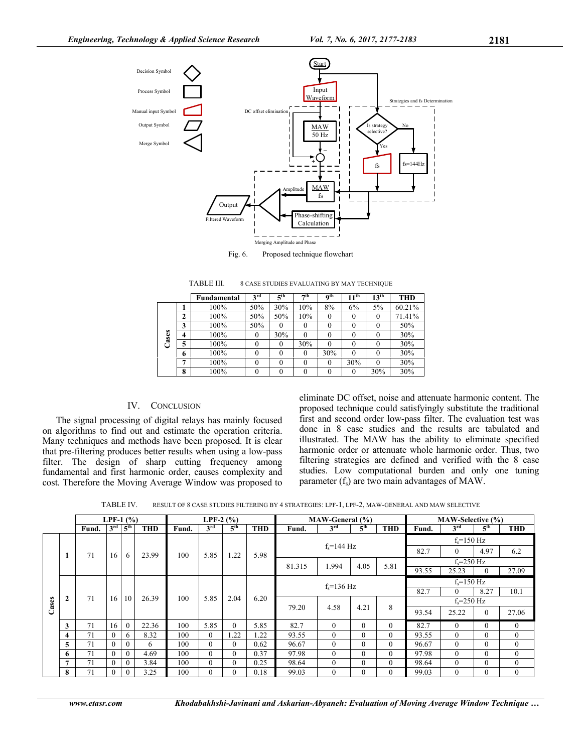Fig. 6. Proposed technique flowchart

TABLE III. 8 CASE STUDIES EVALUATING BY MAY TECHNIQUE

| Cases | | Fundamental | 3rd | 5th | 7th | 9th | 11th | 13th | THD |
|---|---|---|---|---|---|---|---|---|---|
| | 1 | 100% | 50% | 30% | 10% | 8% | 6% | 5% | 60.21% |
| | 2 | 100% | 50% | 50% | 10% | 0 | 0 | 0 | 71.41% |
| | 3 | 100% | 50% | 0 | 0 | 0 | 0 | 0 | 50% |
| | 4 | 100% | 0 | 30% | 0 | 0 | 0 | 0 | 30% |
| | 5 | 100% | 0 | 0 | 30% | 0 | 0 | 0 | 30% |
| | 6 | 100% | 0 | 0 | 0 | 30% | 0 | 0 | 30% |
| | 7 | 100% | 0 | 0 | 0 | 0 | 30% | 0 | 30% |
| | 8 | 100% | 0 | 0 | 0 | 0 | 0 | 30% | 30% |

## IV. CONCLUSION

The signal processing of digital relays has mainly focused on algorithms to find out and estimate the operation criteria. Many techniques and methods have been proposed. It is clear that pre-filtering produces better results when using a low-pass filter. The design of sharp cutting frequency among fundamental and first harmonic order, causes complexity and cost. Therefore the Moving Average Window was proposed to eliminate DC offset, noise and attenuate harmonic content. The proposed technique could satisfyingly substitute the traditional first and second order low-pass filter. The evaluation test was done in 8 case studies and the results are tabulated and illustrated. The MAW has the ability to eliminate specified harmonic order or attenuate whole harmonic order. Thus, two filtering strategies are defined and verified with the 8 case studies. Low computational burden and only one tuning parameter ($f_s$) are two main advantages of MAW.

TABLE IV. RESULT OF 8 CASE STUDIES FILTERING BY 4 STRATEGIES: LPF-1, LPF-2, MAW-GENERAL AND MAW SELECTIVE

| Cases | | LPF-1 (%) | | | | LPF-2 (%) | | | | MAW-General (%) | | | | MAW-Selective (%) | | | |
|---|---|---|---|---|---|---|---|---|---|---|---|---|---|---|---|---|---|
| | | Fund. | 3rd | 5th | THD | Fund. | 3rd | 5th | THD | Fund. | 3rd | 5th | THD | Fund. | 3rd | 5th | THD |
| | 1 | 71 | 16 | 6 | 23.99 | 100 | 5.85 | 1.22 | 5.98 | $f_s$=144 Hz | | | | $f_s$=150 Hz | | | |
| | | | | | | | | | | | | | | 82.7 | 0 | 4.97 | 6.2 |
| | | | | | | | | | | 81.315 | 1.994 | 4.05 | 5.81 | $f_s$=250 Hz | | | |
| | | | | | | | | | | | | | | 93.55 | 25.23 | 0 | 27.09 |
| | 2 | 71 | 16 | 10 | 26.39 | 100 | 5.85 | 2.04 | 6.20 | $f_s$=136 Hz | | | | $f_s$=150 Hz | | | |
| | | | | | | | | | | | | | | 82.7 | 0 | 8.27 | 10.1 |
| | | | | | | | | | | 79.20 | 4.58 | 4.21 | 8 | $f_s$=250 Hz | | | |
| | | | | | | | | | | | | | | 93.54 | 25.22 | 0 | 27.06 |
| | 3 | 71 | 16 | 0 | 22.36 | 100 | 5.85 | 0 | 5.85 | 82.7 | 0 | 0 | 0 | 82.7 | 0 | 0 | 0 |
| | 4 | 71 | 0 | 6 | 8.32 | 100 | 0 | 1.22 | 1.22 | 93.55 | 0 | 0 | 0 | 93.55 | 0 | 0 | 0 |
| | 5 | 71 | 0 | 0 | 6 | 100 | 0 | 0 | 0.62 | 96.67 | 0 | 0 | 0 | 96.67 | 0 | 0 | 0 |
| | 6 | 71 | 0 | 0 | 4.69 | 100 | 0 | 0 | 0.37 | 97.98 | 0 | 0 | 0 | 97.98 | 0 | 0 | 0 |
| | 7 | 71 | 0 | 0 | 3.84 | 100 | 0 | 0 | 0.25 | 98.64 | 0 | 0 | 0 | 98.64 | 0 | 0 | 0 |
| | 8 | 71 | 0 | 0 | 3.25 | 100 | 0 | 0 | 0.18 | 99.03 | 0 | 0 | 0 | 99.03 | 0 | 0 | 0 |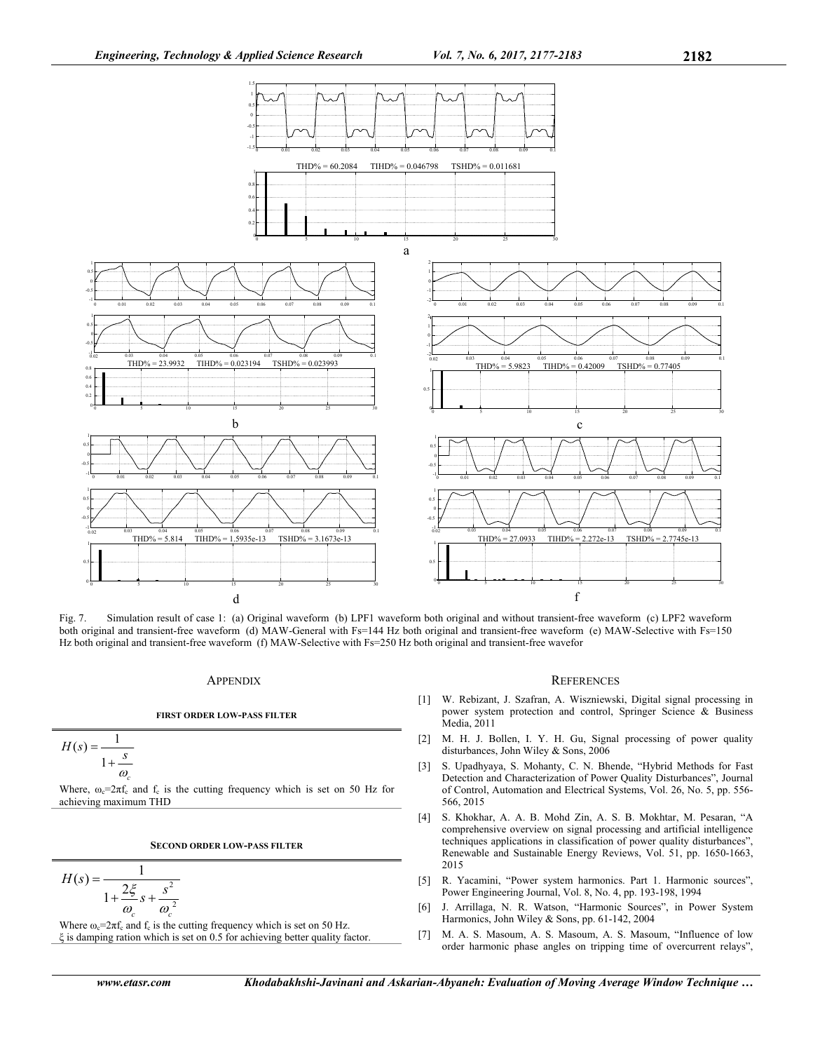Fig. 7. Simulation result of case 1: (a) Original waveform (b) LPF1 waveform both original and without transient-free waveform (c) LPF2 waveform both original and transient-free waveform (d) MAW-General with Fs=144 Hz both original and transient-free waveform (e) MAW-Selective with Fs=150 Hz both original and transient-free waveform (f) MAW-Selective with Fs=250 Hz both original and transient-free wavefor

## APPENDIX

### FIRST ORDER LOW-PASS FILTER

$$H(s) = \frac{1}{1 + \frac{s}{\omega_c}}$$

Where, $\omega_c = 2\pi f_c$ and $f_c$ is the cutting frequency which is set on 50 Hz for achieving maximum THD

### SECOND ORDER LOW-PASS FILTER

$$H(s) = \frac{1}{1 + \frac{2\xi}{\omega_c}s + \frac{s^2}{\omega_c^2}}$$

Where $\omega_c = 2\pi f_c$ and $f_c$ is the cutting frequency which is set on 50 Hz. $\xi$ is damping ration which is set on 0.5 for achieving better quality factor.

## REFERENCES

[1] W. Rebizant, J. Szafran, A. Wiszniewski, Digital signal processing in power system protection and control, Springer Science & Business Media, 2011

[2] M. H. J. Bollen, I. Y. H. Gu, Signal processing of power quality disturbances, John Wiley & Sons, 2006

[3] S. Upadhyaya, S. Mohanty, C. N. Bhende, "Hybrid Methods for Fast Detection and Characterization of Power Quality Disturbances", Journal of Control, Automation and Electrical Systems, Vol. 26, No. 5, pp. 556-566, 2015

[4] S. Khokhar, A. A. B. Mohd Zin, A. S. B. Mokhtar, M. Pesaran, "A comprehensive overview on signal processing and artificial intelligence techniques applications in classification of power quality disturbances", Renewable and Sustainable Energy Reviews, Vol. 51, pp. 1650-1663, 2015

[5] R. Yacamini, "Power system harmonics. Part 1. Harmonic sources", Power Engineering Journal, Vol. 8, No. 4, pp. 193-198, 1994

[6] J. Arrillaga, N. R. Watson, "Harmonic Sources", in Power System Harmonics, John Wiley & Sons, pp. 61-142, 2004

[7] M. A. S. Masoum, A. S. Masoum, A. S. Masoum, "Influence of low order harmonic phase angles on tripping time of overcurrent relays",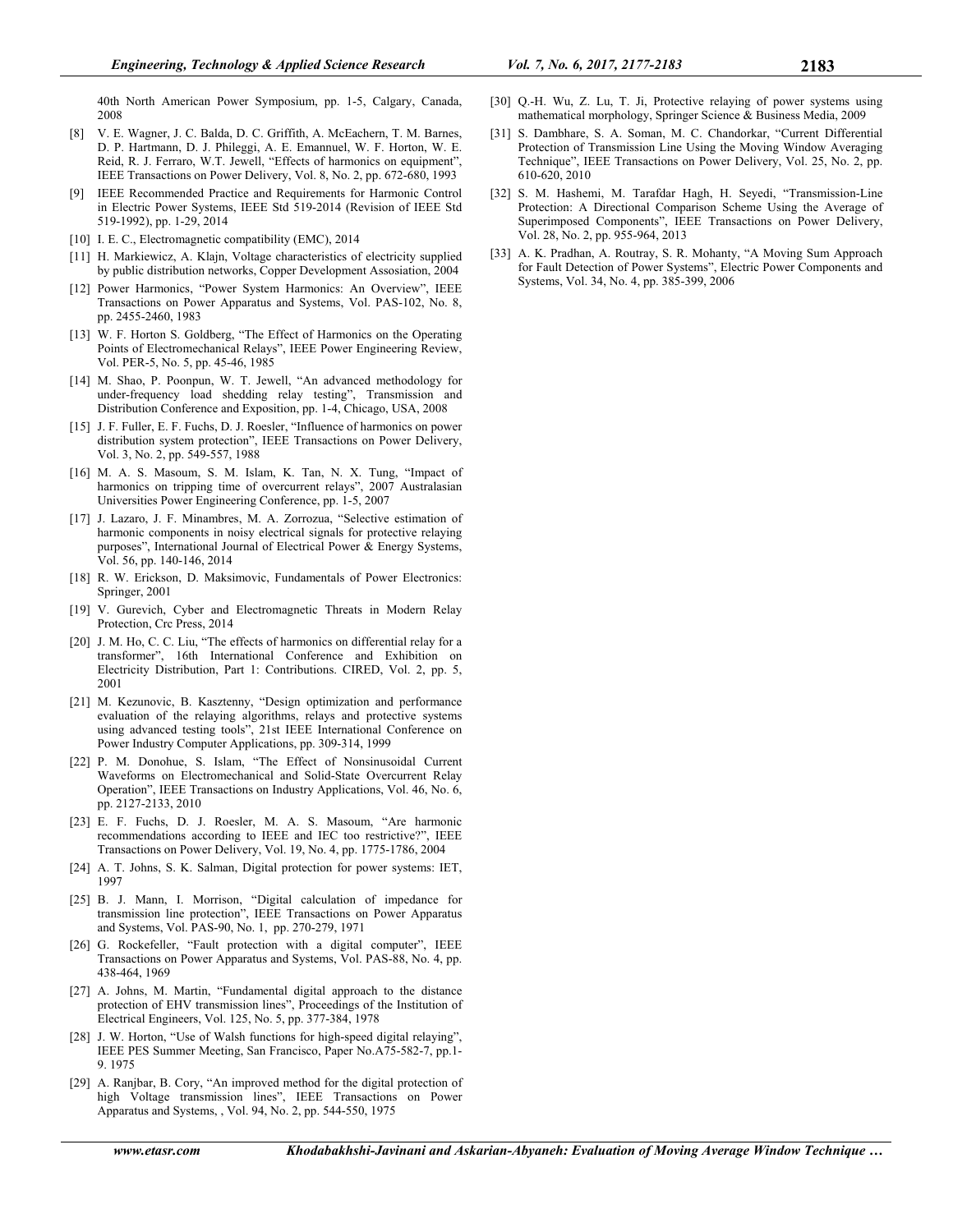40th North American Power Symposium, pp. 1-5, Calgary, Canada, 2008

[8] V. E. Wagner, J. C. Balda, D. C. Griffith, A. McEachern, T. M. Barnes, D. P. Hartmann, D. J. Phileggi, A. E. Emannuel, W. F. Horton, W. E. Reid, R. J. Ferraro, W.T. Jewell, "Effects of harmonics on equipment", IEEE Transactions on Power Delivery, Vol. 8, No. 2, pp. 672-680, 1993

[9] IEEE Recommended Practice and Requirements for Harmonic Control in Electric Power Systems, IEEE Std 519-2014 (Revision of IEEE Std 519-1992), pp. 1-29, 2014

[10] I. E. C., Electromagnetic compatibility (EMC), 2014

[11] H. Markiewicz, A. Klajn, Voltage characteristics of electricity supplied by public distribution networks, Copper Development Assosiation, 2004

[12] Power Harmonics, "Power System Harmonics: An Overview", IEEE Transactions on Power Apparatus and Systems, Vol. PAS-102, No. 8, pp. 2455-2460, 1983

[13] W. F. Horton S. Goldberg, "The Effect of Harmonics on the Operating Points of Electromechanical Relays", IEEE Power Engineering Review, Vol. PER-5, No. 5, pp. 45-46, 1985

[14] M. Shao, P. Poonpun, W. T. Jewell, "An advanced methodology for under-frequency load shedding relay testing", Transmission and Distribution Conference and Exposition, pp. 1-4, Chicago, USA, 2008

[15] J. F. Fuller, E. F. Fuchs, D. J. Roesler, "Influence of harmonics on power distribution system protection", IEEE Transactions on Power Delivery, Vol. 3, No. 2, pp. 549-557, 1988

[16] M. A. S. Masoum, S. M. Islam, K. Tan, N. X. Tung, "Impact of harmonics on tripping time of overcurrent relays", 2007 Australasian Universities Power Engineering Conference, pp. 1-5, 2007

[17] J. Lazaro, J. F. Minambres, M. A. Zorrozua, "Selective estimation of harmonic components in noisy electrical signals for protective relaying purposes", International Journal of Electrical Power & Energy Systems, Vol. 56, pp. 140-146, 2014

[18] R. W. Erickson, D. Maksimovic, Fundamentals of Power Electronics: Springer, 2001

[19] V. Gurevich, Cyber and Electromagnetic Threats in Modern Relay Protection, Crc Press, 2014

[20] J. M. Ho, C. C. Liu, "The effects of harmonics on differential relay for a transformer", 16th International Conference and Exhibition on Electricity Distribution, Part 1: Contributions. CIRED, Vol. 2, pp. 5, 2001

[21] M. Kezunovic, B. Kasztenny, "Design optimization and performance evaluation of the relaying algorithms, relays and protective systems using advanced testing tools", 21st IEEE International Conference on Power Industry Computer Applications, pp. 309-314, 1999

[22] P. M. Donohue, S. Islam, "The Effect of Nonsinusoidal Current Waveforms on Electromechanical and Solid-State Overcurrent Relay Operation", IEEE Transactions on Industry Applications, Vol. 46, No. 6, pp. 2127-2133, 2010

[23] E. F. Fuchs, D. J. Roesler, M. A. S. Masoum, "Are harmonic recommendations according to IEEE and IEC too restrictive?", IEEE Transactions on Power Delivery, Vol. 19, No. 4, pp. 1775-1786, 2004

[24] A. T. Johns, S. K. Salman, Digital protection for power systems: IET, 1997

[25] B. J. Mann, I. Morrison, "Digital calculation of impedance for transmission line protection", IEEE Transactions on Power Apparatus and Systems, Vol. PAS-90, No. 1, pp. 270-279, 1971

[26] G. Rockefeller, "Fault protection with a digital computer", IEEE Transactions on Power Apparatus and Systems, Vol. PAS-88, No. 4, pp. 438-464, 1969

[27] A. Johns, M. Martin, "Fundamental digital approach to the distance protection of EHV transmission lines", Proceedings of the Institution of Electrical Engineers, Vol. 125, No. 5, pp. 377-384, 1978

[28] J. W. Horton, "Use of Walsh functions for high-speed digital relaying", IEEE PES Summer Meeting, San Francisco, Paper No.A75-582-7, pp.1-9. 1975

[29] A. Ranjbar, B. Cory, "An improved method for the digital protection of high Voltage transmission lines", IEEE Transactions on Power Apparatus and Systems, , Vol. 94, No. 2, pp. 544-550, 1975

[30] Q.-H. Wu, Z. Lu, T. Ji, Protective relaying of power systems using mathematical morphology, Springer Science & Business Media, 2009

[31] S. Dambhare, S. A. Soman, M. C. Chandorkar, "Current Differential Protection of Transmission Line Using the Moving Window Averaging Technique", IEEE Transactions on Power Delivery, Vol. 25, No. 2, pp. 610-620, 2010

[32] S. M. Hashemi, M. Tarafdar Hagh, H. Seyedi, "Transmission-Line Protection: A Directional Comparison Scheme Using the Average of Superimposed Components", IEEE Transactions on Power Delivery, Vol. 28, No. 2, pp. 955-964, 2013

[33] A. K. Pradhan, A. Routray, S. R. Mohanty, "A Moving Sum Approach for Fault Detection of Power Systems", Electric Power Components and Systems, Vol. 34, No. 4, pp. 385-399, 2006